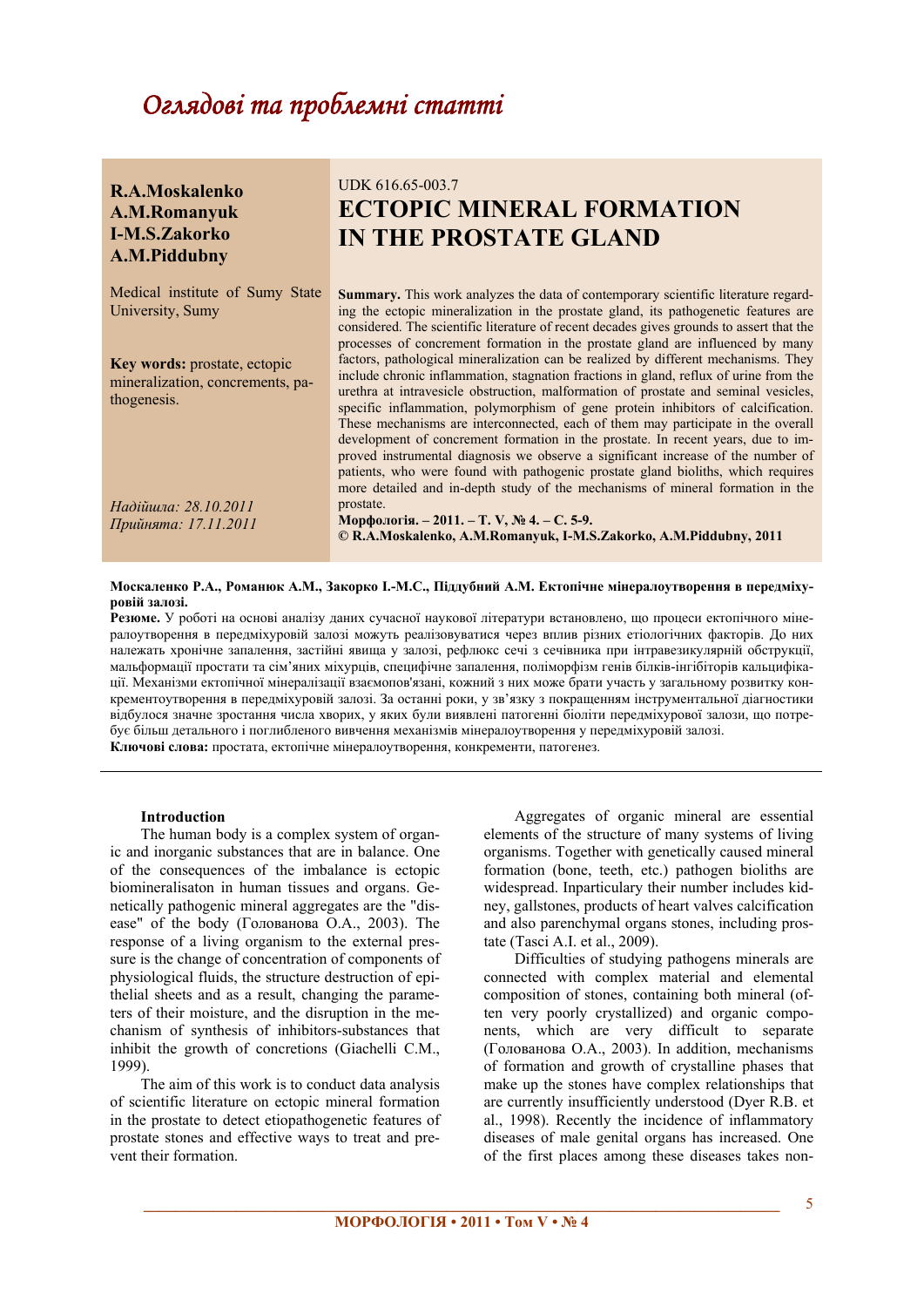*Оглядові та проблемні статті*

**R.A.Moskalenko**
**A.M.Romanyuk**
**I-M.S.Zakorko**
**A.M.Piddubny**

Medical institute of Sumy State University, Sumy

**Key words:** prostate, ectopic mineralization, concrements, pathogenesis.

*Надійшла: 28.10.2011*
*Прийнята: 17.11.2011*

UDK 616.65-003.7

# ECTOPIC MINERAL FORMATION IN THE PROSTATE GLAND

**Summary.** This work analyzes the data of contemporary scientific literature regarding the ectopic mineralization in the prostate gland, its pathogenetic features are considered. The scientific literature of recent decades gives grounds to assert that the processes of concrement formation in the prostate gland are influenced by many factors, pathological mineralization can be realized by different mechanisms. They include chronic inflammation, stagnation fractions in gland, reflux of urine from the urethra at intravesicle obstruction, malformation of prostate and seminal vesicles, specific inflammation, polymorphism of gene protein inhibitors of calcification. These mechanisms are interconnected, each of them may participate in the overall development of concrement formation in the prostate. In recent years, due to improved instrumental diagnosis we observe a significant increase of the number of patients, who were found with pathogenic prostate gland bioliths, which requires more detailed and in-depth study of the mechanisms of mineral formation in the prostate.

**Морфологія. – 2011. – Т. V, № 4. – С. 5-9.**

**© R.A.Moskalenko, A.M.Romanyuk, I-M.S.Zakorko, A.M.Piddubny, 2011**

**Москаленко Р.А., Романюк А.М., Закорко І.-М.С., Піддубний А.М. Ектопічне мінералоутворення в передміхуровій залозі.**

**Резюме.** У роботі на основі аналізу даних сучасної наукової літератури встановлено, що процеси ектопічного мінералоутворення в передміхуровій залозі можуть реалізовуватися через вплив різних етіологічних факторів. До них належать хронічне запалення, застійні явища у залозі, рефлюкс сечі з сечівника при інтравезикулярній обструкції, мальформації простати та сім'яних міхурців, специфічне запалення, поліморфізм генів білків-інгібіторів кальцифікації. Механізми ектопічної мінералізації взаємопов'язані, кожний з них може брати участь у загальному розвитку конкрементоутворення в передміхуровій залозі. За останні роки, у зв'язку з покращенням інструментальної діагностики відбулося значне зростання числа хворих, у яких були виявлені патогенні біоліти передміхурової залози, що потребує більш детального і поглибленого вивчення механізмів мінералоутворення у передміхуровій залозі.

**Ключові слова:** простата, ектопічне мінералоутворення, конкременти, патогенез.

## Introduction

The human body is a complex system of organic and inorganic substances that are in balance. One of the consequences of the imbalance is ectopic biomineralisaton in human tissues and organs. Genetically pathogenic mineral aggregates are the "disease" of the body (Голованова О.А., 2003). The response of a living organism to the external pressure is the change of concentration of components of physiological fluids, the structure destruction of epithelial sheets and as a result, changing the parameters of their moisture, and the disruption in the mechanism of synthesis of inhibitors-substances that inhibit the growth of concretions (Giachelli C.M., 1999).

The aim of this work is to conduct data analysis of scientific literature on ectopic mineral formation in the prostate to detect etiopathogenetic features of prostate stones and effective ways to treat and prevent their formation.

Aggregates of organic mineral are essential elements of the structure of many systems of living organisms. Together with genetically caused mineral formation (bone, teeth, etc.) pathogen bioliths are widespread. Inparticulary their number includes kidney, gallstones, products of heart valves calcification and also parenchymal organs stones, including prostate (Tasci A.I. et al., 2009).

Difficulties of studying pathogens minerals are connected with complex material and elemental composition of stones, containing both mineral (often very poorly crystallized) and organic components, which are very difficult to separate (Голованова О.А., 2003). In addition, mechanisms of formation and growth of crystalline phases that make up the stones have complex relationships that are currently insufficiently understood (Dyer R.B. et al., 1998). Recently the incidence of inflammatory diseases of male genital organs has increased. One of the first places among these diseases takes non-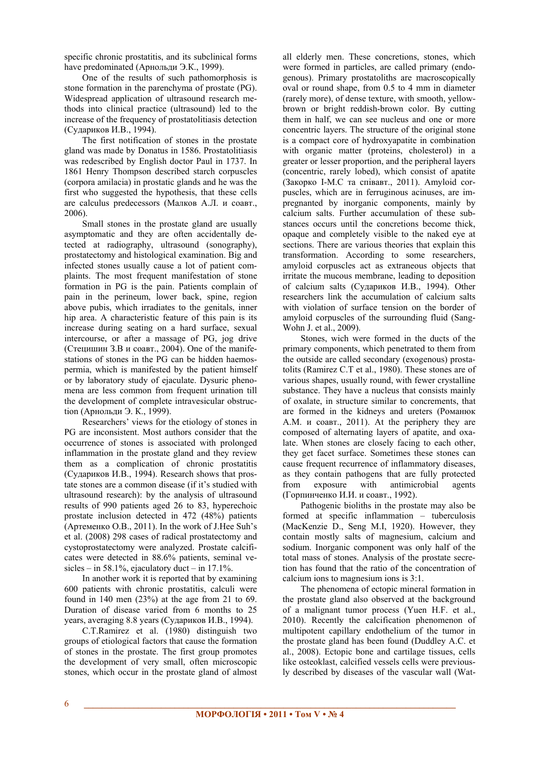specific chronic prostatitis, and its subclinical forms have predominated (Арнольди Э.К., 1999).

One of the results of such pathomorphosis is stone formation in the parenchyma of prostate (PG). Widespread application of ultrasound research methods into clinical practice (ultrasound) led to the increase of the frequency of prostatolitiasis detection (Сударіков И.В., 1994).

The first notification of stones in the prostate gland was made by Donatus in 1586. Prostatolitiasis was redescribed by English doctor Paul in 1737. In 1861 Henry Thompson described starch corpuscles (corpora amilacia) in prostatic glands and he was the first who suggested the hypothesis, that these cells are calculus predecessors (Малков А.Л. и соавт., 2006).

Small stones in the prostate gland are usually asymptomatic and they are often accidentally detected at radiography, ultrasound (sonography), prostatectomy and histological examination. Big and infected stones usually cause a lot of patient complaints. The most frequent manifestation of stone formation in PG is the pain. Patients complain of pain in the perineum, lower back, spine, region above pubis, which irradiates to the genitals, inner hip area. A characteristic feature of this pain is its increase during seating on a hard surface, sexual intercourse, or after a massage of PG, jog drive (Стецишин З.В и соавт., 2004). One of the manifestations of stones in the PG can be hidden haemospermia, which is manifested by the patient himself or by laboratory study of ejaculate. Dysuric phenomena are less common from frequent urination till the development of complete intravesicular obstruction (Арнольди Э. К., 1999).

Researchers' views for the etiology of stones in PG are inconsistent. Most authors consider that the occurrence of stones is associated with prolonged inflammation in the prostate gland and they review them as a complication of chronic prostatitis (Сударіков И.В., 1994). Research shows that prostate stones are a common disease (if it's studied with ultrasound research): by the analysis of ultrasound results of 990 patients aged 26 to 83, hyperechoic prostate inclusion detected in 472 (48%) patients (Артеменко О.В., 2011). In the work of J.Hee Suh's et al. (2008) 298 cases of radical prostatectomy and cystoprostatectomy were analyzed. Prostate calcificates were detected in 88.6% patients, seminal vesicles – in 58.1%, ejaculatory duct – in 17.1%.

In another work it is reported that by examining 600 patients with chronic prostatitis, calculi were found in 140 men (23%) at the age from 21 to 69. Duration of disease varied from 6 months to 25 years, averaging 8.8 years (Сударіков И.В., 1994).

C.T.Ramirez et al. (1980) distinguish two groups of etiological factors that cause the formation of stones in the prostate. The first group promotes the development of very small, often microscopic stones, which occur in the prostate gland of almost all elderly men. These concretions, stones, which were formed in particles, are called primary (endogenous). Primary prostatoliths are macroscopically oval or round shape, from 0.5 to 4 mm in diameter (rarely more), of dense texture, with smooth, yellow-brown or bright reddish-brown color. By cutting them in half, we can see nucleus and one or more concentric layers. The structure of the original stone is a compact core of hydroxyapatite in combination with organic matter (proteins, cholesterol) in a greater or lesser proportion, and the peripheral layers (concentric, rarely lobed), which consist of apatite (Закорко І-М.С та співавт., 2011). Amyloid corpuscles, which are in ferruginous acinuses, are impregnated by inorganic components, mainly by calcium salts. Further accumulation of these substances occurs until the concretions become thick, opaque and completely visible to the naked eye at sections. There are various theories that explain this transformation. According to some researchers, amyloid corpuscles act as extraneous objects that irritate the mucous membrane, leading to deposition of calcium salts (Сударіков И.В., 1994). Other researchers link the accumulation of calcium salts with violation of surface tension on the border of amyloid corpuscles of the surrounding fluid (Sang-Wohn J. et al., 2009).

Stones, wich were formed in the ducts of the primary components, which penetrated to them from the outside are called secondary (exogenous) prostatolits (Ramirez C.T et al., 1980). These stones are of various shapes, usually round, with fewer crystalline substance. They have a nucleus that consists mainly of oxalate, in structure similar to concrements, that are formed in the kidneys and ureters (Романюк А.М. и соавт., 2011). At the periphery they are composed of alternating layers of apatite, and oxalate. When stones are closely facing to each other, they get facet surface. Sometimes these stones can cause frequent recurrence of inflammatory diseases, as they contain pathogens that are fully protected from exposure with antimicrobial agents (Горпинченко И.И. и соавт., 1992).

Pathogenic bioliths in the prostate may also be formed at specific inflammation – tuberculosis (MacKenzie D., Seng M.I, 1920). However, they contain mostly salts of magnesium, calcium and sodium. Inorganic component was only half of the total mass of stones. Analysis of the prostate secretion has found that the ratio of the concentration of calcium ions to magnesium ions is 3:1.

The phenomena of ectopic mineral formation in the prostate gland also observed at the background of a malignant tumor process (Yuen H.F. et al., 2010). Recently the calcification phenomenon of multipotent capillary endothelium of the tumor in the prostate gland has been found (Duddley A.C. et al., 2008). Ectopic bone and cartilage tissues, cells like osteoklast, calcified vessels cells were previously described by diseases of the vascular wall (Wat-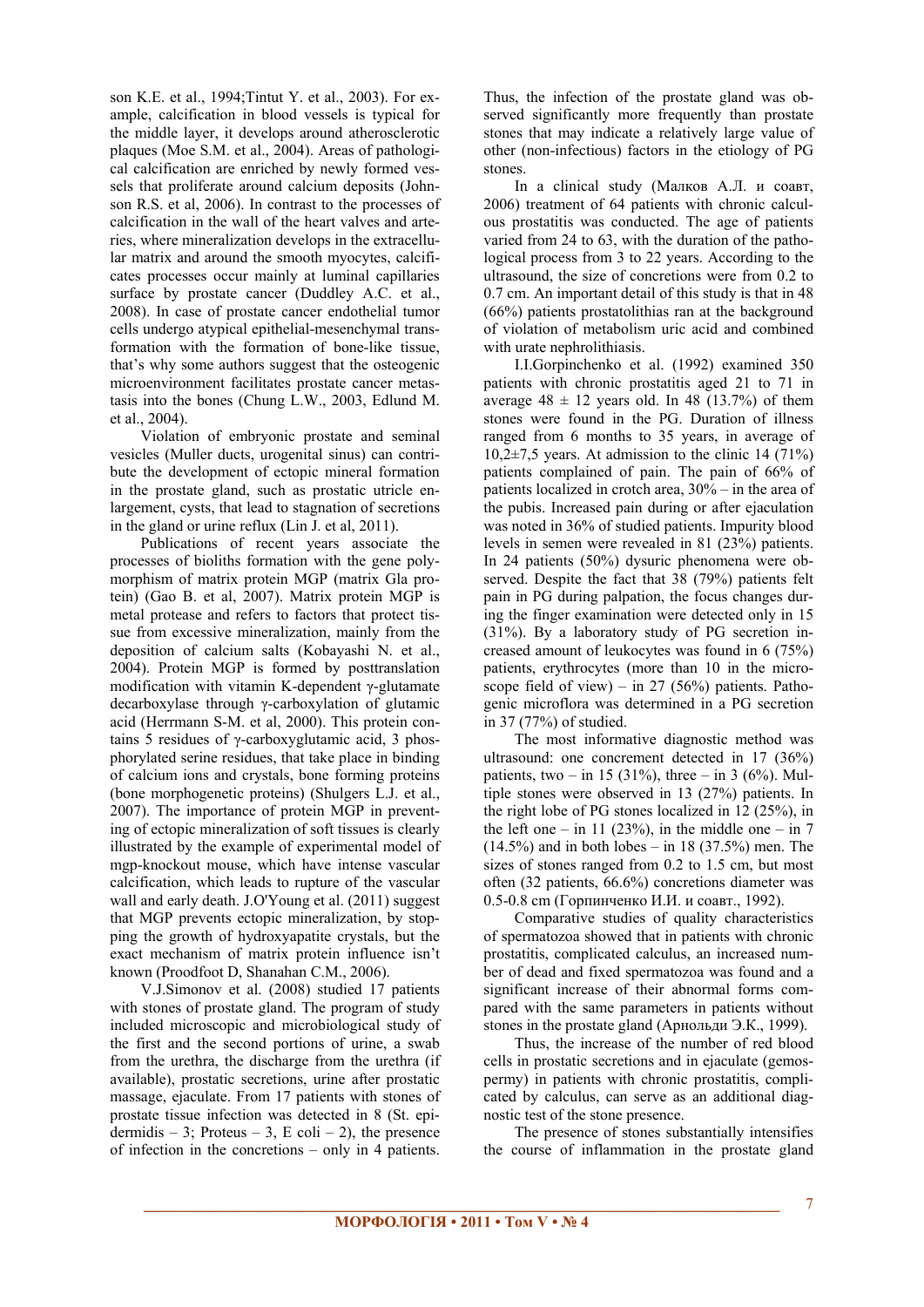son K.E. et al., 1994;Tintut Y. et al., 2003). For example, calcification in blood vessels is typical for the middle layer, it develops around atherosclerotic plaques (Moe S.M. et al., 2004). Areas of pathological calcification are enriched by newly formed vessels that proliferate around calcium deposits (Johnson R.S. et al, 2006). In contrast to the processes of calcification in the wall of the heart valves and arteries, where mineralization develops in the extracellular matrix and around the smooth myocytes, calcificates processes occur mainly at luminal capillaries surface by prostate cancer (Duddley A.C. et al., 2008). In case of prostate cancer endothelial tumor cells undergo atypical epithelial-mesenchymal transformation with the formation of bone-like tissue, that's why some authors suggest that the osteogenic microenvironment facilitates prostate cancer metastasis into the bones (Chung L.W., 2003, Edlund M. et al., 2004).

Violation of embryonic prostate and seminal vesicles (Muller ducts, urogenital sinus) can contribute the development of ectopic mineral formation in the prostate gland, such as prostatic utricle enlargement, cysts, that lead to stagnation of secretions in the gland or urine reflux (Lin J. et al, 2011).

Publications of recent years associate the processes of bioliths formation with the gene polymorphism of matrix protein MGP (matrix Gla protein) (Gao B. et al, 2007). Matrix protein MGP is metal protease and refers to factors that protect tissue from excessive mineralization, mainly from the deposition of calcium salts (Kobayashi N. et al., 2004). Protein MGP is formed by posttranslation modification with vitamin K-dependent γ-glutamate decarboxylase through γ-carboxylation of glutamic acid (Herrmann S-M. et al, 2000). This protein contains 5 residues of γ-carboxyglutamic acid, 3 phosphorylated serine residues, that take place in binding of calcium ions and crystals, bone forming proteins (bone morphogenetic proteins) (Shulgers L.J. et al., 2007). The importance of protein MGP in preventing of ectopic mineralization of soft tissues is clearly illustrated by the example of experimental model of mgp-knockout mouse, which have intense vascular calcification, which leads to rupture of the vascular wall and early death. J.O'Young et al. (2011) suggest that MGP prevents ectopic mineralization, by stopping the growth of hydroxyapatite crystals, but the exact mechanism of matrix protein influence isn't known (Proodfoot D, Shanahan C.M., 2006).

V.J.Simonov et al. (2008) studied 17 patients with stones of prostate gland. The program of study included microscopic and microbiological study of the first and the second portions of urine, a swab from the urethra, the discharge from the urethra (if available), prostatic secretions, urine after prostatic massage, ejaculate. From 17 patients with stones of prostate tissue infection was detected in 8 (St. epidermidis – 3; Proteus – 3, E coli – 2), the presence of infection in the concretions – only in 4 patients. Thus, the infection of the prostate gland was observed significantly more frequently than prostate stones that may indicate a relatively large value of other (non-infectious) factors in the etiology of PG stones.

In a clinical study (Малков А.Л. и соавт, 2006) treatment of 64 patients with chronic calculous prostatitis was conducted. The age of patients varied from 24 to 63, with the duration of the pathological process from 3 to 22 years. According to the ultrasound, the size of concretions were from 0.2 to 0.7 cm. An important detail of this study is that in 48 (66%) patients prostatolithias ran at the background of violation of metabolism uric acid and combined with urate nephrolithiasis.

I.I.Gorpinchenko et al. (1992) examined 350 patients with chronic prostatitis aged 21 to 71 in average $48 \pm 12$ years old. In 48 (13.7%) of them stones were found in the PG. Duration of illness ranged from 6 months to 35 years, in average of $10,2 \pm 7,5$ years. At admission to the clinic 14 (71%) patients complained of pain. The pain of 66% of patients localized in crotch area, 30% – in the area of the pubis. Increased pain during or after ejaculation was noted in 36% of studied patients. Impurity blood levels in semen were revealed in 81 (23%) patients. In 24 patients (50%) dysuric phenomena were observed. Despite the fact that 38 (79%) patients felt pain in PG during palpation, the focus changes during the finger examination were detected only in 15 (31%). By a laboratory study of PG secretion increased amount of leukocytes was found in 6 (75%) patients, erythrocytes (more than 10 in the microscope field of view) – in 27 (56%) patients. Pathogenic microflora was determined in a PG secretion in 37 (77%) of studied.

The most informative diagnostic method was ultrasound: one concrement detected in 17 (36%) patients, two – in 15 (31%), three – in 3 (6%). Multiple stones were observed in 13 (27%) patients. In the right lobe of PG stones localized in 12 (25%), in the left one – in 11 (23%), in the middle one – in 7 (14.5%) and in both lobes – in 18 (37.5%) men. The sizes of stones ranged from 0.2 to 1.5 cm, but most often (32 patients, 66.6%) concretions diameter was 0.5-0.8 cm (Горпинченко И.И. и соавт., 1992).

Comparative studies of quality characteristics of spermatozoa showed that in patients with chronic prostatitis, complicated calculus, an increased number of dead and fixed spermatozoa was found and a significant increase of their abnormal forms compared with the same parameters in patients without stones in the prostate gland (Арнольди Э.К., 1999).

Thus, the increase of the number of red blood cells in prostatic secretions and in ejaculate (gemospermy) in patients with chronic prostatitis, complicated by calculus, can serve as an additional diagnostic test of the stone presence.

The presence of stones substantially intensifies the course of inflammation in the prostate gland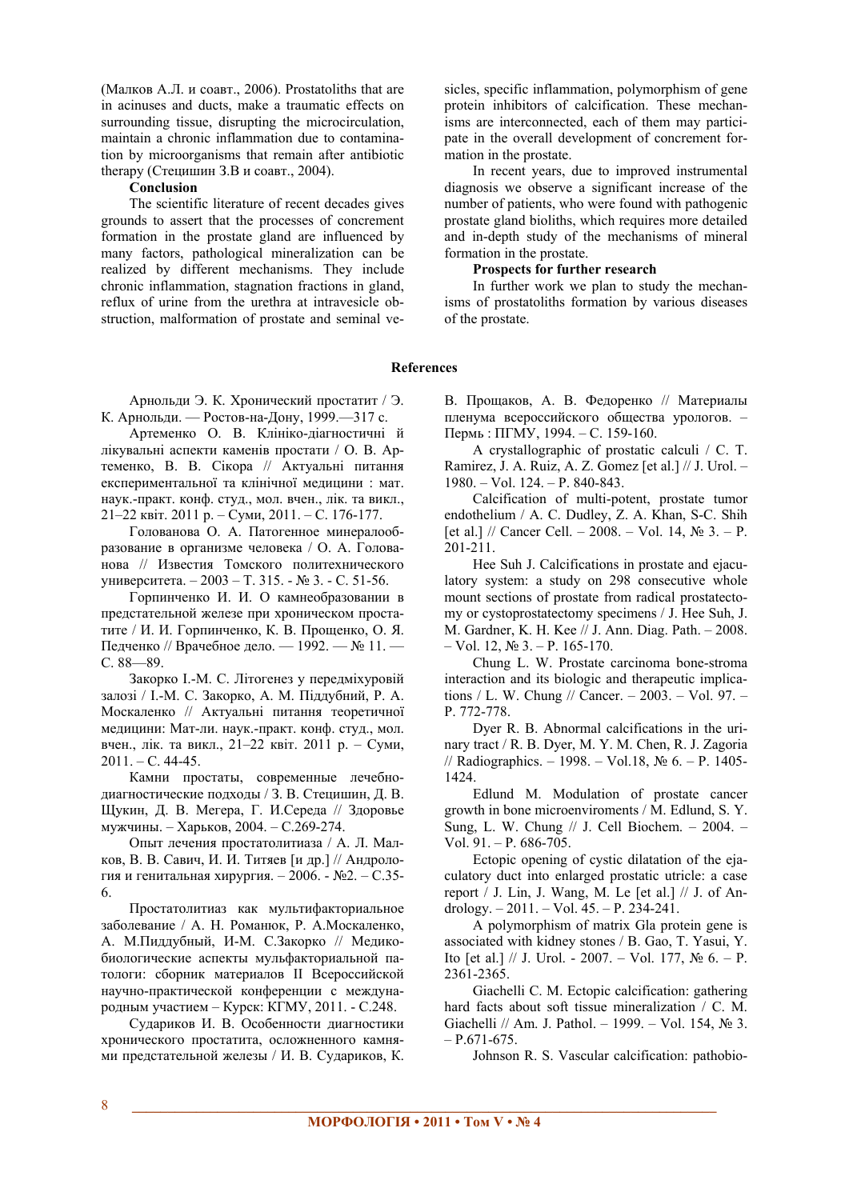(Малков А.Л. и соавт., 2006). Prostatoliths that are in acinuses and ducts, make a traumatic effects on surrounding tissue, disrupting the microcirculation, maintain a chronic inflammation due to contamination by microorganisms that remain after antibiotic therapy (Стецишин З.В и соавт., 2004).

**Conclusion**

The scientific literature of recent decades gives grounds to assert that the processes of concrement formation in the prostate gland are influenced by many factors, pathological mineralization can be realized by different mechanisms. They include chronic inflammation, stagnation fractions in gland, reflux of urine from the urethra at intravesicle obstruction, malformation of prostate and seminal vesicles, specific inflammation, polymorphism of gene protein inhibitors of calcification. These mechanisms are interconnected, each of them may participate in the overall development of concrement formation in the prostate.

In recent years, due to improved instrumental diagnosis we observe a significant increase of the number of patients, who were found with pathogenic prostate gland bioliths, which requires more detailed and in-depth study of the mechanisms of mineral formation in the prostate.

**Prospects for further research**

In further work we plan to study the mechanisms of prostatoliths formation by various diseases of the prostate.

## References

Арнольди Э. К. Хронический простатит / Э. К. Арнольди. — Ростов-на-Дону, 1999.—317 с.

Артеменко О. В. Клініко-діагностичні й лікувальні аспекти каменів простати / О. В. Артеменко, В. В. Сікора // Актуальні питання експериментальної та клінічної медицини : мат. наук.-практ. конф. студ., мол. вчен., лік. та викл., 21–22 квіт. 2011 р. – Суми, 2011. – С. 176-177.

Голованова О. А. Патогенное минералообразование в организме человека / О. А. Голованова // Известия Томского политехнического университета. – 2003 – Т. 315. - № 3. - С. 51-56.

Горпинченко И. И. О камнеобразовании в предстательной железе при хроническом простатите / И. И. Горпинченко, К. В. Прощенко, О. Я. Педченко // Врачебное дело. — 1992. — № 11. — С. 88—89.

Закорко І.-М. С. Літогенез у передміхуровій залозі / І.-М. С. Закорко, А. М. Піддубний, Р. А. Москаленко // Актуальні питання теоретичної медицини: Мат-ли. наук.-практ. конф. студ., мол. вчен., лік. та викл., 21–22 квіт. 2011 р. – Суми, 2011. – С. 44-45.

Камни простаты, современные лечебно-диагностические подходы / З. В. Стецишин, Д. В. Щукин, Д. В. Мегера, Г. И.Середа // Здоровье мужчины. – Харьков, 2004. – С.269-274.

Опыт лечения простатолитиаза / А. Л. Малков, В. В. Савич, И. И. Титяев [и др.] // Андрология и генитальная хирургия. – 2006. - №2. – С.35-6.

Простатолитиаз как мультифакториальное заболевание / А. Н. Романюк, Р. А.Москаленко, А. М.Пиддубный, И-М. С.Закорко // Медико-биологические аспекты мульфакториальной патологи: сборник материалов II Всероссийской научно-практической конференции с международным участием – Курск: КГМУ, 2011. - С.248.

Судариков И. В. Особенности диагностики хронического простатита, осложненного камнями предстательной железы / И. В. Судариков, К. В. Прощаков, А. В. Федоренко // Материалы пленума всероссийского общества урологов. – Пермь : ПГМУ, 1994. – С. 159-160.

A crystallographic of prostatic calculi / C. T. Ramirez, J. A. Ruiz, A. Z. Gomez [et al.] // J. Urol. – 1980. – Vol. 124. – P. 840-843.

Calcification of multi-potent, prostate tumor endothelium / A. C. Dudley, Z. A. Khan, S-C. Shih [et al.] // Cancer Cell. – 2008. – Vol. 14, № 3. – P. 201-211.

Hee Suh J. Calcifications in prostate and ejaculatory system: a study on 298 consecutive whole mount sections of prostate from radical prostatectomy or cystoprostatectomy specimens / J. Hee Suh, J. M. Gardner, K. H. Kee // J. Ann. Diag. Path. – 2008. – Vol. 12, № 3. – P. 165-170.

Chung L. W. Prostate carcinoma bone-stroma interaction and its biologic and therapeutic implications / L. W. Chung // Cancer. – 2003. – Vol. 97. – P. 772-778.

Dyer R. B. Abnormal calcifications in the urinary tract / R. B. Dyer, M. Y. M. Chen, R. J. Zagoria // Radiographics. – 1998. – Vol.18, № 6. – P. 1405-1424.

Edlund M. Modulation of prostate cancer growth in bone microenviroments / M. Edlund, S. Y. Sung, L. W. Chung // J. Cell Biochem. – 2004. – Vol. 91. – P. 686-705.

Ectopic opening of cystic dilatation of the ejaculatory duct into enlarged prostatic utricle: a case report / J. Lin, J. Wang, M. Le [et al.] // J. of Andrology. – 2011. – Vol. 45. – P. 234-241.

A polymorphism of matrix Gla protein gene is associated with kidney stones / B. Gao, T. Yasui, Y. Ito [et al.] // J. Urol. - 2007. – Vol. 177, № 6. – P. 2361-2365.

Giachelli C. M. Ectopic calcification: gathering hard facts about soft tissue mineralization / C. M. Giachelli // Am. J. Pathol. – 1999. – Vol. 154, № 3. – P.671-675.

Johnson R. S. Vascular calcification: pathobio-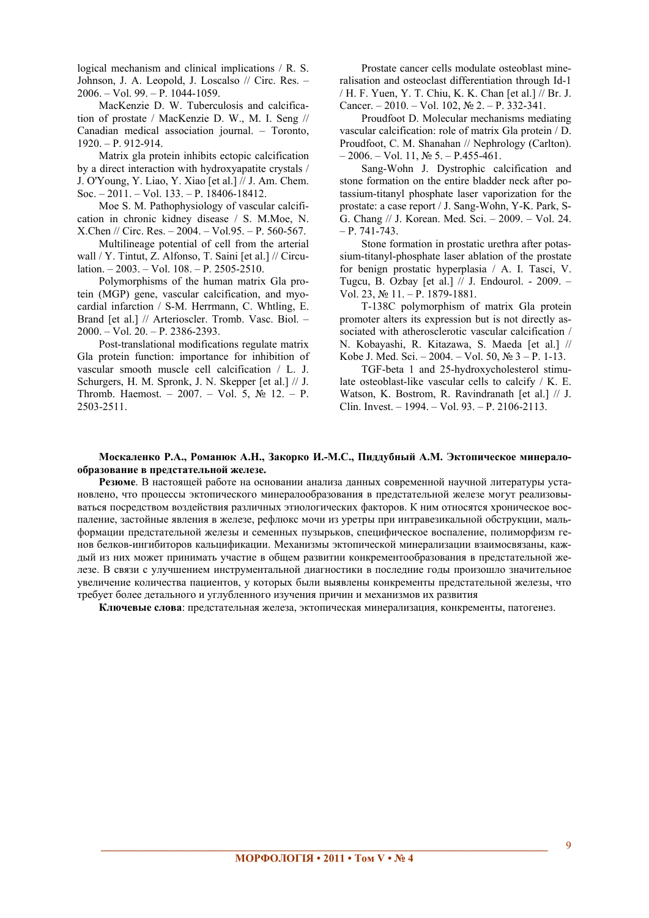logical mechanism and clinical implications / R. S. Johnson, J. A. Leopold, J. Loscalso // Circ. Res. – 2006. – Vol. 99. – P. 1044-1059.

MacKenzie D. W. Tuberculosis and calcification of prostate / MacKenzie D. W., M. I. Seng // Canadian medical association journal. – Toronto, 1920. – P. 912-914.

Matrix gla protein inhibits ectopic calcification by a direct interaction with hydroxyapatite crystals / J. O'Young, Y. Liao, Y. Xiao [et al.] // J. Am. Chem. Soc. – 2011. – Vol. 133. – P. 18406-18412.

Moe S. M. Pathophysiology of vascular calcification in chronic kidney disease / S. M.Moe, N. X.Chen // Circ. Res. – 2004. – Vol.95. – P. 560-567.

Multilineage potential of cell from the arterial wall / Y. Tintut, Z. Alfonso, T. Saini [et al.] // Circulation. – 2003. – Vol. 108. – P. 2505-2510.

Polymorphisms of the human matrix Gla protein (MGP) gene, vascular calcification, and myocardial infarction / S-M. Herrmann, C. Whtling, E. Brand [et al.] // Arterioscler. Tromb. Vasc. Biol. – 2000. – Vol. 20. – P. 2386-2393.

Post-translational modifications regulate matrix Gla protein function: importance for inhibition of vascular smooth muscle cell calcification / L. J. Schurgers, H. M. Spronk, J. N. Skepper [et al.] // J. Thromb. Haemost. – 2007. – Vol. 5, № 12. – P. 2503-2511.

Prostate cancer cells modulate osteoblast mineralisation and osteoclast differentiation through Id-1 / H. F. Yuen, Y. T. Chiu, K. K. Chan [et al.] // Br. J. Cancer. – 2010. – Vol. 102, № 2. – P. 332-341.

Proudfoot D. Molecular mechanisms mediating vascular calcification: role of matrix Gla protein / D. Proudfoot, C. M. Shanahan // Nephrology (Carlton). – 2006. – Vol. 11, № 5. – P.455-461.

Sang-Wohn J. Dystrophic calcification and stone formation on the entire bladder neck after potassium-titanyl phosphate laser vaporization for the prostate: a case report / J. Sang-Wohn, Y-K. Park, S-G. Chang // J. Korean. Med. Sci. – 2009. – Vol. 24. – P. 741-743.

Stone formation in prostatic urethra after potassium-titanyl-phosphate laser ablation of the prostate for benign prostatic hyperplasia / A. I. Tasci, V. Tugcu, B. Ozbay [et al.] // J. Endourol. - 2009. – Vol. 23, № 11. – P. 1879-1881.

T-138C polymorphism of matrix Gla protein promoter alters its expression but is not directly associated with atherosclerotic vascular calcification / N. Kobayashi, R. Kitazawa, S. Maeda [et al.] // Kobe J. Med. Sci. – 2004. – Vol. 50, № 3 – P. 1-13.

TGF-beta 1 and 25-hydroxycholesterol stimulate osteoblast-like vascular cells to calcify / K. E. Watson, K. Bostrom, R. Ravindranath [et al.] // J. Clin. Invest. – 1994. – Vol. 93. – P. 2106-2113.

**Москаленко Р.А., Романюк А.Н., Закорко И.-М.С., Пиддубный А.М. Эктопическое минералообразование в предстательной железе.**

**Резюме**. В настоящей работе на основании анализа данных современной научной литературы установлено, что процессы эктопического минералообразования в предстательной железе могут реализовываться посредством воздействия различных этиологических факторов. К ним относятся хроническое воспаление, застойные явления в железе, рефлюкс мочи из уретры при интравезикальной обструкции, мальформации предстательной железы и семенных пузырьков, специфическое воспаление, полиморфизм генов белков-ингибиторов кальцификации. Механизмы эктопической минерализации взаимосвязаны, каждый из них может принимать участие в общем развитии конкрементообразования в предстательной железе. В связи с улучшением инструментальной диагностики в последние годы произошло значительное увеличение количества пациентов, у которых были выявлены конкременты предстательной железы, что требует более детального и углубленного изучения причин и механизмов их развития

**Ключевые слова**: предстательная железа, эктопическая минерализация, конкременты, патогенез.